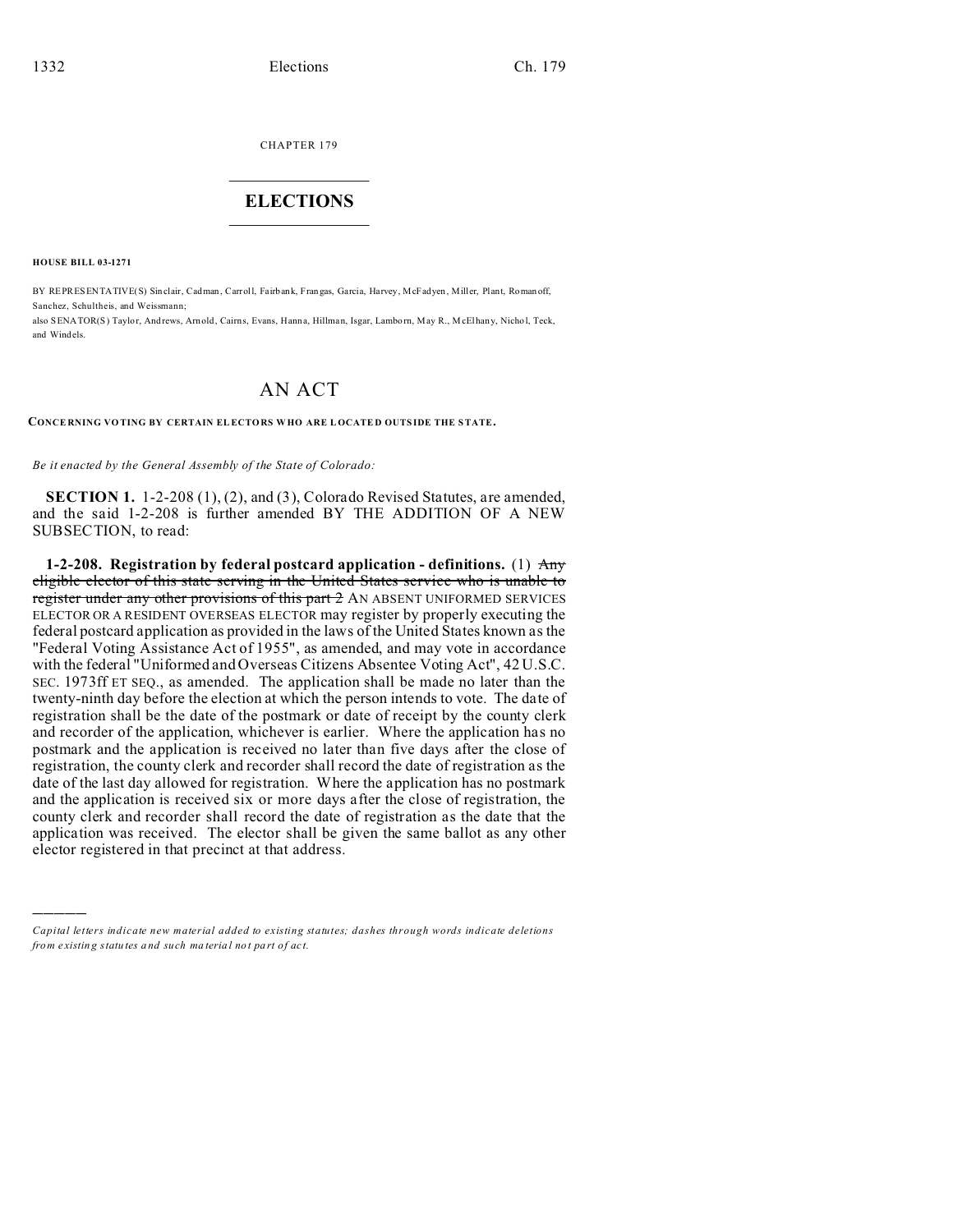CHAPTER 179

# ELECTIONS

**HOUSE BILL 03-1271**

BY REPRESENTATIVE(S) Sinclair, Cadman, Carroll, Fairbank, Frangas, Garcia, Harvey, McFadyen, Miller, Plant, Romanoff, Sanchez, Schultheis, and Weissmann;
also SENATOR(S) Taylor, Andrews, Arnold, Cairns, Evans, Hanna, Hillman, Isgar, Lamborn, May R., McElhany, Nichol, Teck, and Windels.

# AN ACT

**CONCERNING VOTING BY CERTAIN ELECTORS WHO ARE LOCATED OUTSIDE THE STATE.**

*Be it enacted by the General Assembly of the State of Colorado:*

**SECTION 1.** 1-2-208 (1), (2), and (3), Colorado Revised Statutes, are amended, and the said 1-2-208 is further amended BY THE ADDITION OF A NEW SUBSECTION, to read:

**1-2-208. Registration by federal postcard application - definitions.** (1) ~~Any eligible elector of this state serving in the United States service who is unable to register under any other provisions of this part 2~~ AN ABSENT UNIFORMED SERVICES ELECTOR OR A RESIDENT OVERSEAS ELECTOR may register by properly executing the federal postcard application as provided in the laws of the United States known as the "Federal Voting Assistance Act of 1955", as amended, and may vote in accordance with the federal "Uniformed and Overseas Citizens Absentee Voting Act", 42 U.S.C. SEC. 1973ff ET SEQ., as amended. The application shall be made no later than the twenty-ninth day before the election at which the person intends to vote. The date of registration shall be the date of the postmark or date of receipt by the county clerk and recorder of the application, whichever is earlier. Where the application has no postmark and the application is received no later than five days after the close of registration, the county clerk and recorder shall record the date of registration as the date of the last day allowed for registration. Where the application has no postmark and the application is received six or more days after the close of registration, the county clerk and recorder shall record the date of registration as the date that the application was received. The elector shall be given the same ballot as any other elector registered in that precinct at that address.

---

*Capital letters indicate new material added to existing statutes; dashes through words indicate deletions from existing statutes and such material not part of act.*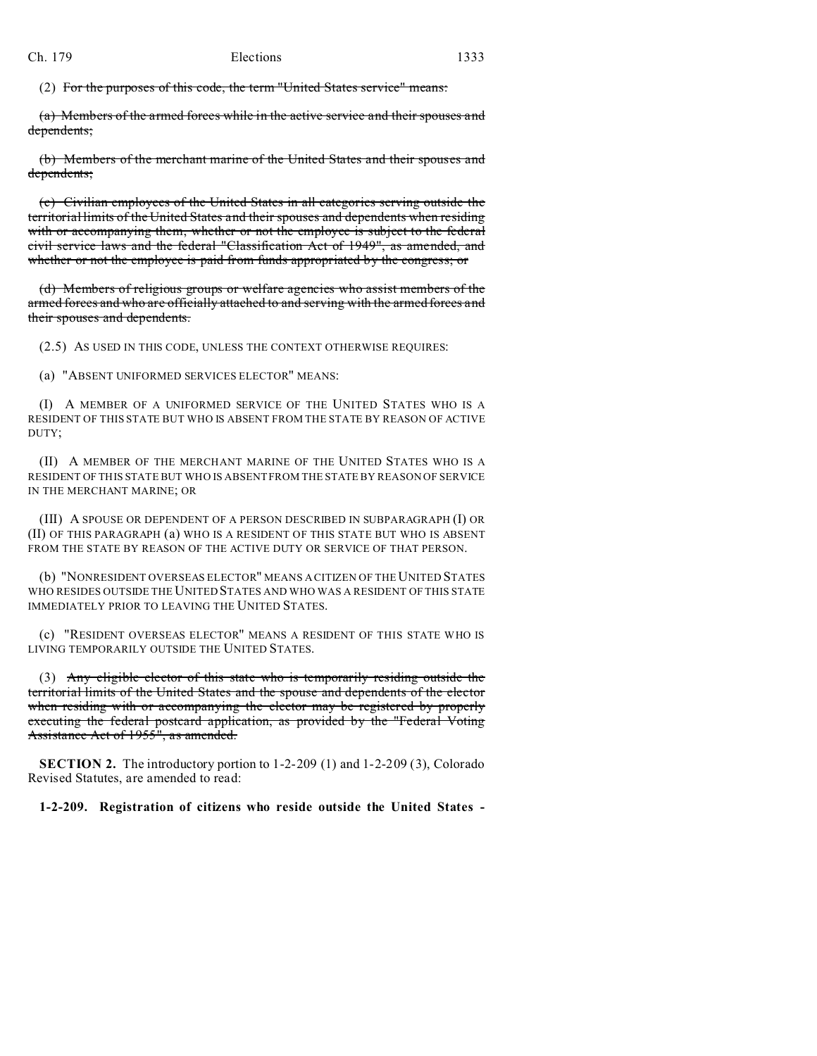(2) ~~For the purposes of this code, the term "United States service" means:~~

~~(a) Members of the armed forces while in the active service and their spouses and dependents;~~

~~(b) Members of the merchant marine of the United States and their spouses and dependents;~~

~~(c) Civilian employees of the United States in all categories serving outside the territorial limits of the United States and their spouses and dependents when residing with or accompanying them, whether or not the employee is subject to the federal civil service laws and the federal "Classification Act of 1949", as amended, and whether or not the employee is paid from funds appropriated by the congress; or~~

~~(d) Members of religious groups or welfare agencies who assist members of the armed forces and who are officially attached to and serving with the armed forces and their spouses and dependents.~~

(2.5) AS USED IN THIS CODE, UNLESS THE CONTEXT OTHERWISE REQUIRES:

(a) "ABSENT UNIFORMED SERVICES ELECTOR" MEANS:

(I) A MEMBER OF A UNIFORMED SERVICE OF THE UNITED STATES WHO IS A RESIDENT OF THIS STATE BUT WHO IS ABSENT FROM THE STATE BY REASON OF ACTIVE DUTY;

(II) A MEMBER OF THE MERCHANT MARINE OF THE UNITED STATES WHO IS A RESIDENT OF THIS STATE BUT WHO IS ABSENT FROM THE STATE BY REASON OF SERVICE IN THE MERCHANT MARINE; OR

(III) A SPOUSE OR DEPENDENT OF A PERSON DESCRIBED IN SUBPARAGRAPH (I) OR (II) OF THIS PARAGRAPH (a) WHO IS A RESIDENT OF THIS STATE BUT WHO IS ABSENT FROM THE STATE BY REASON OF THE ACTIVE DUTY OR SERVICE OF THAT PERSON.

(b) "NONRESIDENT OVERSEAS ELECTOR" MEANS A CITIZEN OF THE UNITED STATES WHO RESIDES OUTSIDE THE UNITED STATES AND WHO WAS A RESIDENT OF THIS STATE IMMEDIATELY PRIOR TO LEAVING THE UNITED STATES.

(c) "RESIDENT OVERSEAS ELECTOR" MEANS A RESIDENT OF THIS STATE WHO IS LIVING TEMPORARILY OUTSIDE THE UNITED STATES.

(3) ~~Any eligible elector of this state who is temporarily residing outside the territorial limits of the United States and the spouse and dependents of the elector when residing with or accompanying the elector may be registered by properly executing the federal postcard application, as provided by the "Federal Voting Assistance Act of 1955", as amended.~~

**SECTION 2.** The introductory portion to 1-2-209 (1) and 1-2-209 (3), Colorado Revised Statutes, are amended to read:

**1-2-209. Registration of citizens who reside outside the United States -**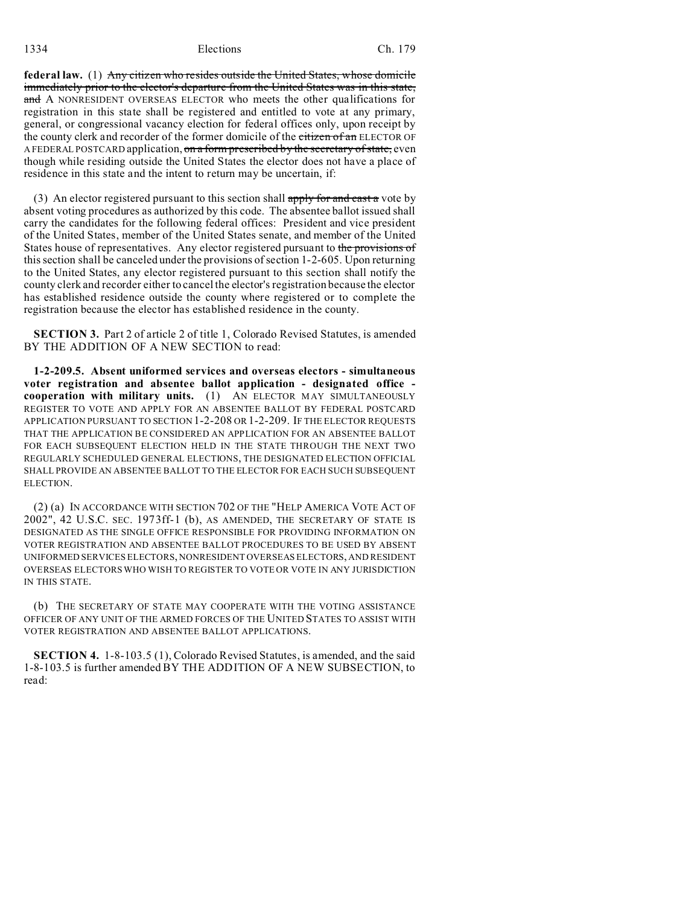**federal law.** (1) ~~Any citizen who resides outside the United States, whose domicile immediately prior to the elector's departure from the United States was in this state, and~~ A NONRESIDENT OVERSEAS ELECTOR who meets the other qualifications for registration in this state shall be registered and entitled to vote at any primary, general, or congressional vacancy election for federal offices only, upon receipt by the county clerk and recorder of the former domicile of the ~~citizen of an~~ ELECTOR OF A FEDERAL POSTCARD application, ~~on a form prescribed by the secretary of state,~~ even though while residing outside the United States the elector does not have a place of residence in this state and the intent to return may be uncertain, if:

(3) An elector registered pursuant to this section shall ~~apply for and cast a~~ vote by absent voting procedures as authorized by this code. The absentee ballot issued shall carry the candidates for the following federal offices: President and vice president of the United States, member of the United States senate, and member of the United States house of representatives. Any elector registered pursuant to ~~the provisions of~~ this section shall be canceled under the provisions of section 1-2-605. Upon returning to the United States, any elector registered pursuant to this section shall notify the county clerk and recorder either to cancel the elector's registration because the elector has established residence outside the county where registered or to complete the registration because the elector has established residence in the county.

**SECTION 3.** Part 2 of article 2 of title 1, Colorado Revised Statutes, is amended BY THE ADDITION OF A NEW SECTION to read:

**1-2-209.5. Absent uniformed services and overseas electors - simultaneous voter registration and absentee ballot application - designated office - cooperation with military units.** (1) AN ELECTOR MAY SIMULTANEOUSLY REGISTER TO VOTE AND APPLY FOR AN ABSENTEE BALLOT BY FEDERAL POSTCARD APPLICATION PURSUANT TO SECTION 1-2-208 OR 1-2-209. IF THE ELECTOR REQUESTS THAT THE APPLICATION BE CONSIDERED AN APPLICATION FOR AN ABSENTEE BALLOT FOR EACH SUBSEQUENT ELECTION HELD IN THE STATE THROUGH THE NEXT TWO REGULARLY SCHEDULED GENERAL ELECTIONS, THE DESIGNATED ELECTION OFFICIAL SHALL PROVIDE AN ABSENTEE BALLOT TO THE ELECTOR FOR EACH SUCH SUBSEQUENT ELECTION.

(2) (a) IN ACCORDANCE WITH SECTION 702 OF THE "HELP AMERICA VOTE ACT OF 2002", 42 U.S.C. SEC. 1973ff-1 (b), AS AMENDED, THE SECRETARY OF STATE IS DESIGNATED AS THE SINGLE OFFICE RESPONSIBLE FOR PROVIDING INFORMATION ON VOTER REGISTRATION AND ABSENTEE BALLOT PROCEDURES TO BE USED BY ABSENT UNIFORMED SERVICES ELECTORS, NONRESIDENT OVERSEAS ELECTORS, AND RESIDENT OVERSEAS ELECTORS WHO WISH TO REGISTER TO VOTE OR VOTE IN ANY JURISDICTION IN THIS STATE.

(b) THE SECRETARY OF STATE MAY COOPERATE WITH THE VOTING ASSISTANCE OFFICER OF ANY UNIT OF THE ARMED FORCES OF THE UNITED STATES TO ASSIST WITH VOTER REGISTRATION AND ABSENTEE BALLOT APPLICATIONS.

**SECTION 4.** 1-8-103.5 (1), Colorado Revised Statutes, is amended, and the said 1-8-103.5 is further amended BY THE ADDITION OF A NEW SUBSECTION, to read: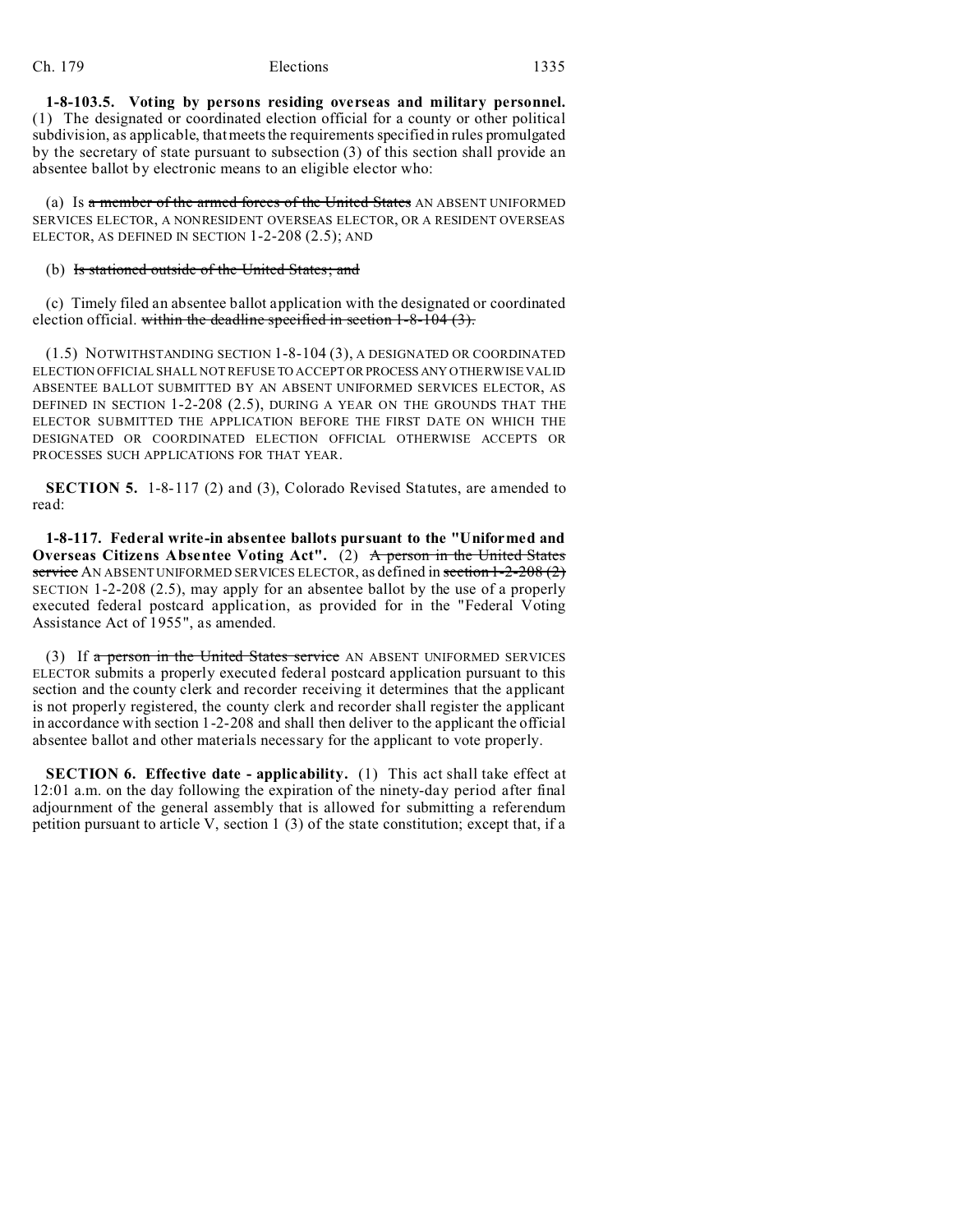**1-8-103.5. Voting by persons residing overseas and military personnel.** (1) The designated or coordinated election official for a county or other political subdivision, as applicable, that meets the requirements specified in rules promulgated by the secretary of state pursuant to subsection (3) of this section shall provide an absentee ballot by electronic means to an eligible elector who:

(a) Is ~~a member of the armed forces of the United States~~ AN ABSENT UNIFORMED SERVICES ELECTOR, A NONRESIDENT OVERSEAS ELECTOR, OR A RESIDENT OVERSEAS ELECTOR, AS DEFINED IN SECTION 1-2-208 (2.5); AND

(b) ~~Is stationed outside of the United States; and~~

(c) Timely filed an absentee ballot application with the designated or coordinated election official. ~~within the deadline specified in section 1-8-104 (3).~~

(1.5) NOTWITHSTANDING SECTION 1-8-104 (3), A DESIGNATED OR COORDINATED ELECTION OFFICIAL SHALL NOT REFUSE TO ACCEPT OR PROCESS ANY OTHERWISE VALID ABSENTEE BALLOT SUBMITTED BY AN ABSENT UNIFORMED SERVICES ELECTOR, AS DEFINED IN SECTION 1-2-208 (2.5), DURING A YEAR ON THE GROUNDS THAT THE ELECTOR SUBMITTED THE APPLICATION BEFORE THE FIRST DATE ON WHICH THE DESIGNATED OR COORDINATED ELECTION OFFICIAL OTHERWISE ACCEPTS OR PROCESSES SUCH APPLICATIONS FOR THAT YEAR.

**SECTION 5.** 1-8-117 (2) and (3), Colorado Revised Statutes, are amended to read:

**1-8-117. Federal write-in absentee ballots pursuant to the "Uniformed and Overseas Citizens Absentee Voting Act".** (2) ~~A person in the United States service~~ AN ABSENT UNIFORMED SERVICES ELECTOR, as defined in ~~section 1-2-208 (2)~~ SECTION 1-2-208 (2.5), may apply for an absentee ballot by the use of a properly executed federal postcard application, as provided for in the "Federal Voting Assistance Act of 1955", as amended.

(3) If ~~a person in the United States service~~ AN ABSENT UNIFORMED SERVICES ELECTOR submits a properly executed federal postcard application pursuant to this section and the county clerk and recorder receiving it determines that the applicant is not properly registered, the county clerk and recorder shall register the applicant in accordance with section 1-2-208 and shall then deliver to the applicant the official absentee ballot and other materials necessary for the applicant to vote properly.

**SECTION 6. Effective date - applicability.** (1) This act shall take effect at 12:01 a.m. on the day following the expiration of the ninety-day period after final adjournment of the general assembly that is allowed for submitting a referendum petition pursuant to article V, section 1 (3) of the state constitution; except that, if a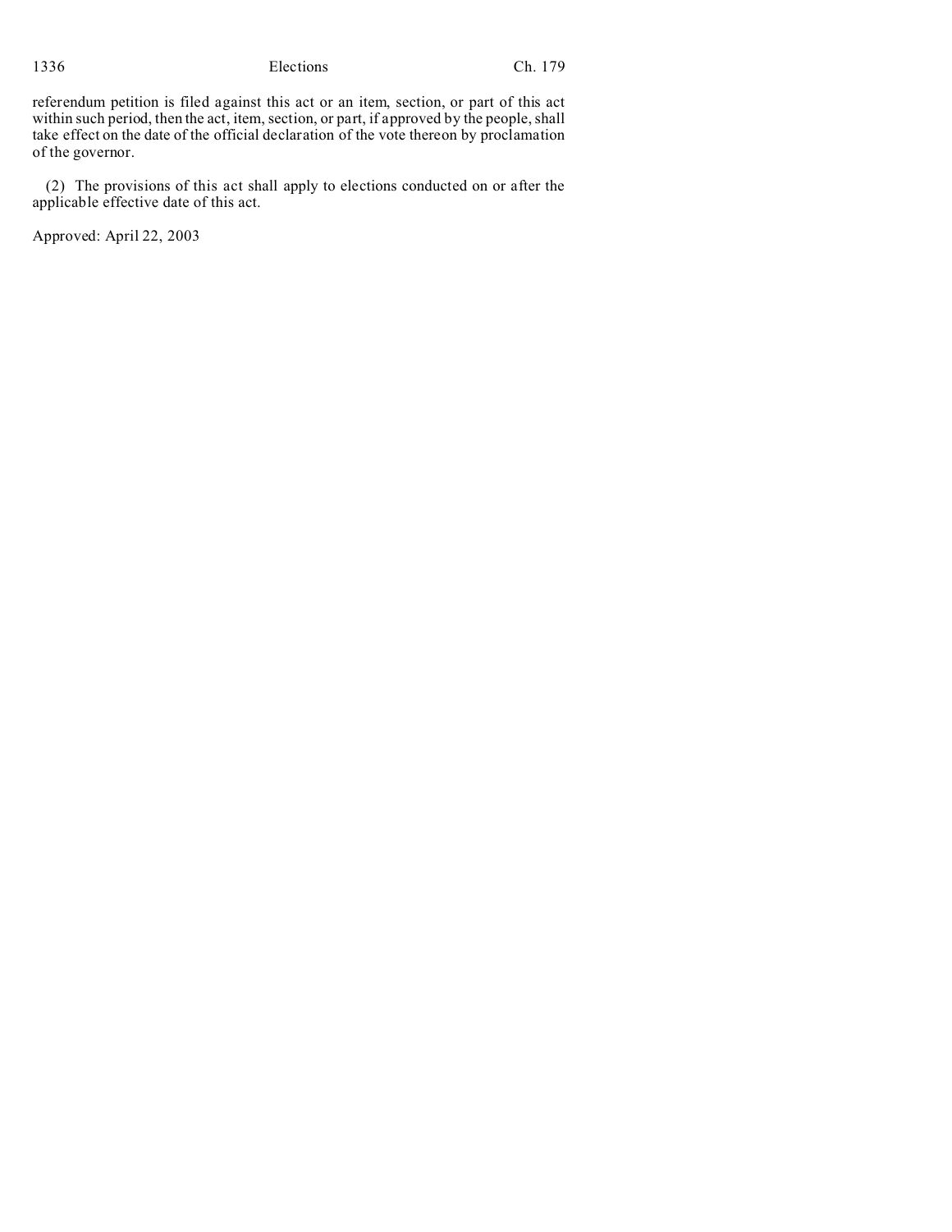referendum petition is filed against this act or an item, section, or part of this act within such period, then the act, item, section, or part, if approved by the people, shall take effect on the date of the official declaration of the vote thereon by proclamation of the governor.

(2) The provisions of this act shall apply to elections conducted on or after the applicable effective date of this act.

Approved: April 22, 2003